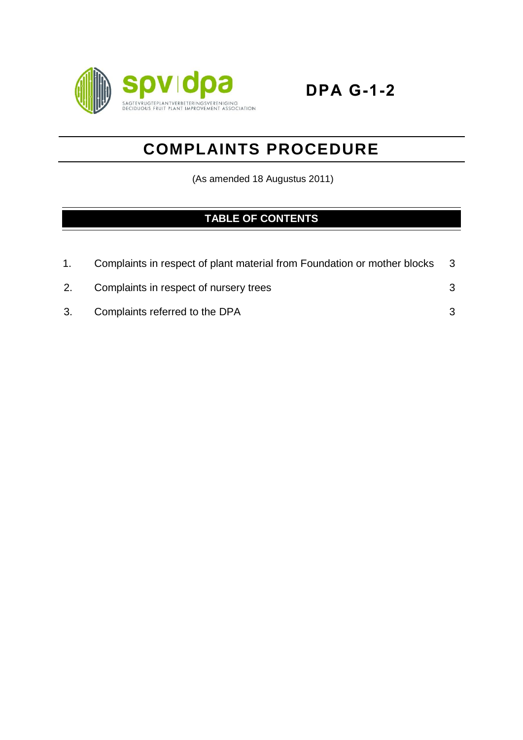spv | dpa

SAGTEVRUGTEPLANTVERBETERINGSVERENIGING
DECIDUOUS FRUIT PLANT IMPROVEMENT ASSOCIATION

**DPA G-1-2**

# COMPLAINTS PROCEDURE

(As amended 18 Augustus 2011)

## TABLE OF CONTENTS

| | | |
|---|---|---|
| 1. | Complaints in respect of plant material from Foundation or mother blocks | 3 |
| 2. | Complaints in respect of nursery trees | 3 |
| 3. | Complaints referred to the DPA | 3 |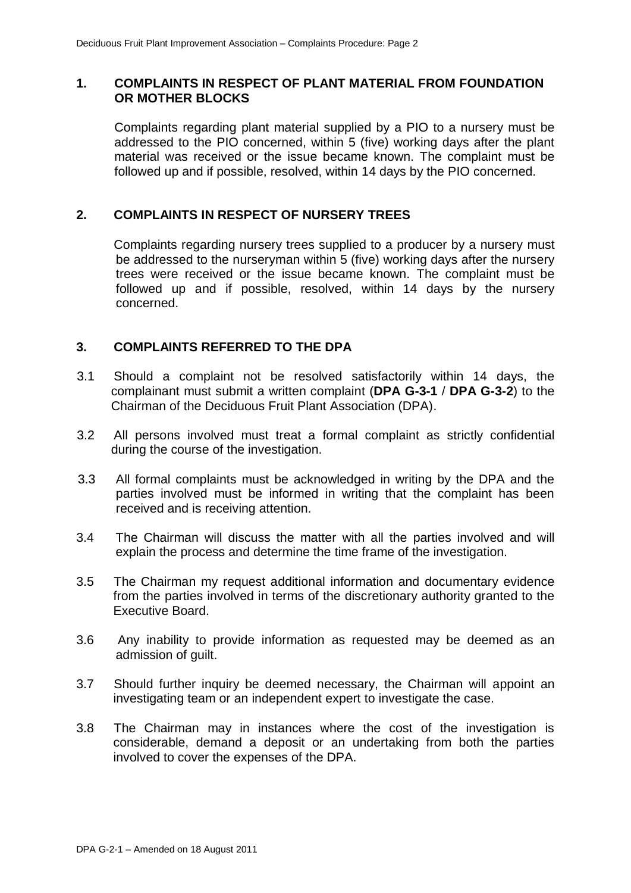## 1. COMPLAINTS IN RESPECT OF PLANT MATERIAL FROM FOUNDATION OR MOTHER BLOCKS

Complaints regarding plant material supplied by a PIO to a nursery must be addressed to the PIO concerned, within 5 (five) working days after the plant material was received or the issue became known. The complaint must be followed up and if possible, resolved, within 14 days by the PIO concerned.

## 2. COMPLAINTS IN RESPECT OF NURSERY TREES

Complaints regarding nursery trees supplied to a producer by a nursery must be addressed to the nurseryman within 5 (five) working days after the nursery trees were received or the issue became known. The complaint must be followed up and if possible, resolved, within 14 days by the nursery concerned.

## 3. COMPLAINTS REFERRED TO THE DPA

3.1 Should a complaint not be resolved satisfactorily within 14 days, the complainant must submit a written complaint (**DPA G-3-1** / **DPA G-3-2**) to the Chairman of the Deciduous Fruit Plant Association (DPA).

3.2 All persons involved must treat a formal complaint as strictly confidential during the course of the investigation.

3.3 All formal complaints must be acknowledged in writing by the DPA and the parties involved must be informed in writing that the complaint has been received and is receiving attention.

3.4 The Chairman will discuss the matter with all the parties involved and will explain the process and determine the time frame of the investigation.

3.5 The Chairman my request additional information and documentary evidence from the parties involved in terms of the discretionary authority granted to the Executive Board.

3.6 Any inability to provide information as requested may be deemed as an admission of guilt.

3.7 Should further inquiry be deemed necessary, the Chairman will appoint an investigating team or an independent expert to investigate the case.

3.8 The Chairman may in instances where the cost of the investigation is considerable, demand a deposit or an undertaking from both the parties involved to cover the expenses of the DPA.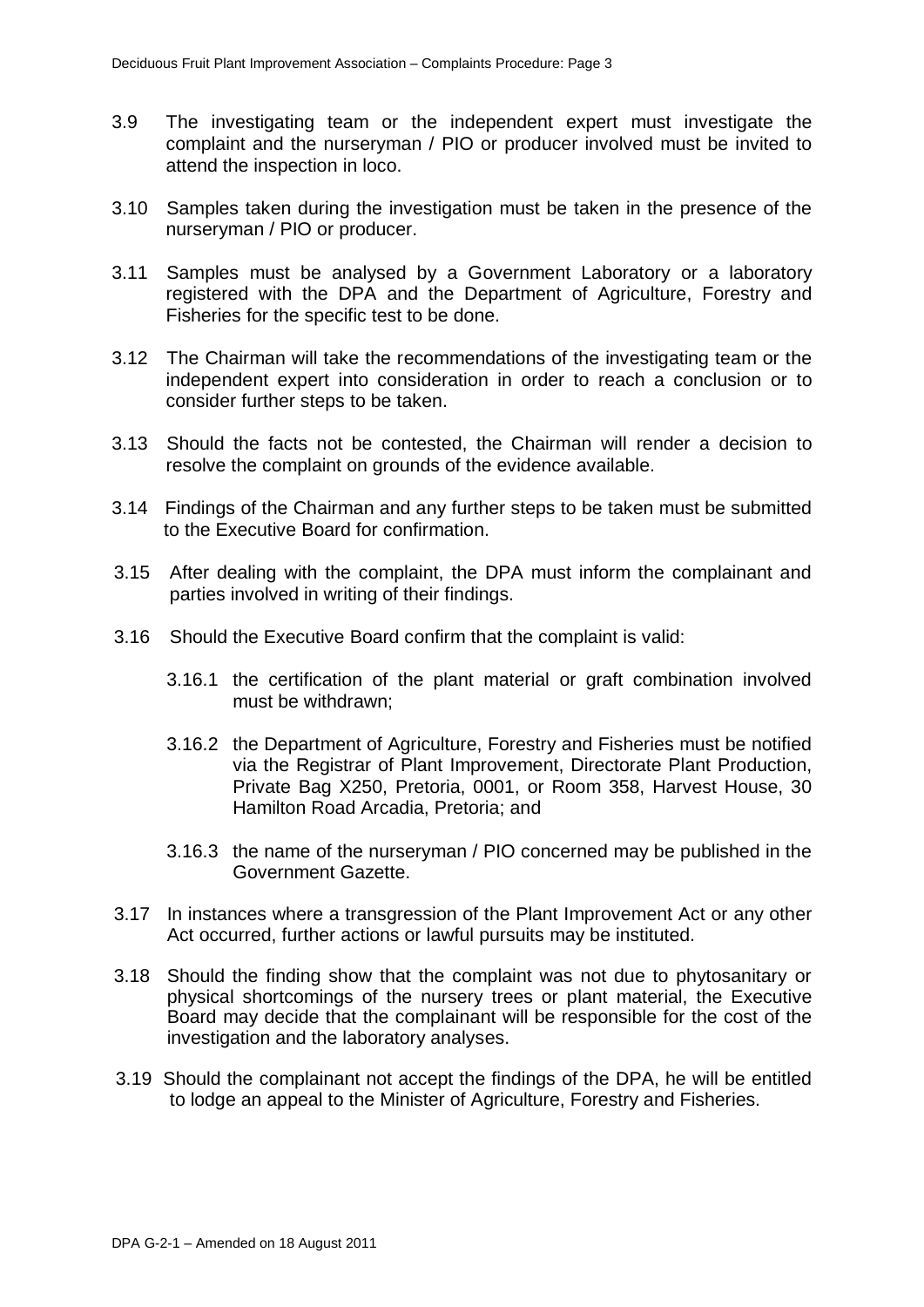3.9 The investigating team or the independent expert must investigate the complaint and the nurseryman / PIO or producer involved must be invited to attend the inspection in loco.

3.10 Samples taken during the investigation must be taken in the presence of the nurseryman / PIO or producer.

3.11 Samples must be analysed by a Government Laboratory or a laboratory registered with the DPA and the Department of Agriculture, Forestry and Fisheries for the specific test to be done.

3.12 The Chairman will take the recommendations of the investigating team or the independent expert into consideration in order to reach a conclusion or to consider further steps to be taken.

3.13 Should the facts not be contested, the Chairman will render a decision to resolve the complaint on grounds of the evidence available.

3.14 Findings of the Chairman and any further steps to be taken must be submitted to the Executive Board for confirmation.

3.15 After dealing with the complaint, the DPA must inform the complainant and parties involved in writing of their findings.

3.16 Should the Executive Board confirm that the complaint is valid:

3.16.1 the certification of the plant material or graft combination involved must be withdrawn;

3.16.2 the Department of Agriculture, Forestry and Fisheries must be notified via the Registrar of Plant Improvement, Directorate Plant Production, Private Bag X250, Pretoria, 0001, or Room 358, Harvest House, 30 Hamilton Road Arcadia, Pretoria; and

3.16.3 the name of the nurseryman / PIO concerned may be published in the Government Gazette.

3.17 In instances where a transgression of the Plant Improvement Act or any other Act occurred, further actions or lawful pursuits may be instituted.

3.18 Should the finding show that the complaint was not due to phytosanitary or physical shortcomings of the nursery trees or plant material, the Executive Board may decide that the complainant will be responsible for the cost of the investigation and the laboratory analyses.

3.19 Should the complainant not accept the findings of the DPA, he will be entitled to lodge an appeal to the Minister of Agriculture, Forestry and Fisheries.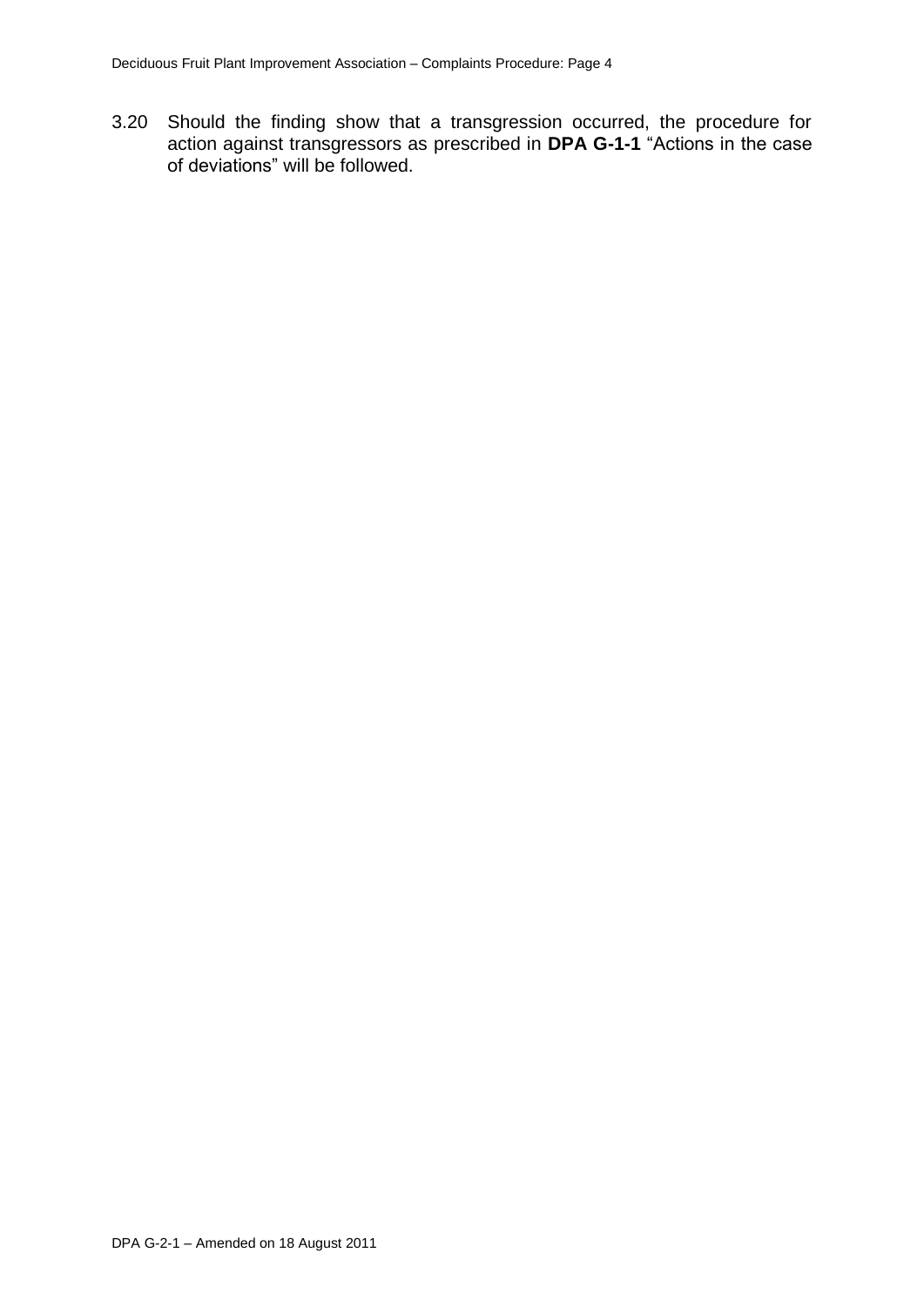3.20 Should the finding show that a transgression occurred, the procedure for action against transgressors as prescribed in **DPA G-1-1** "Actions in the case of deviations" will be followed.